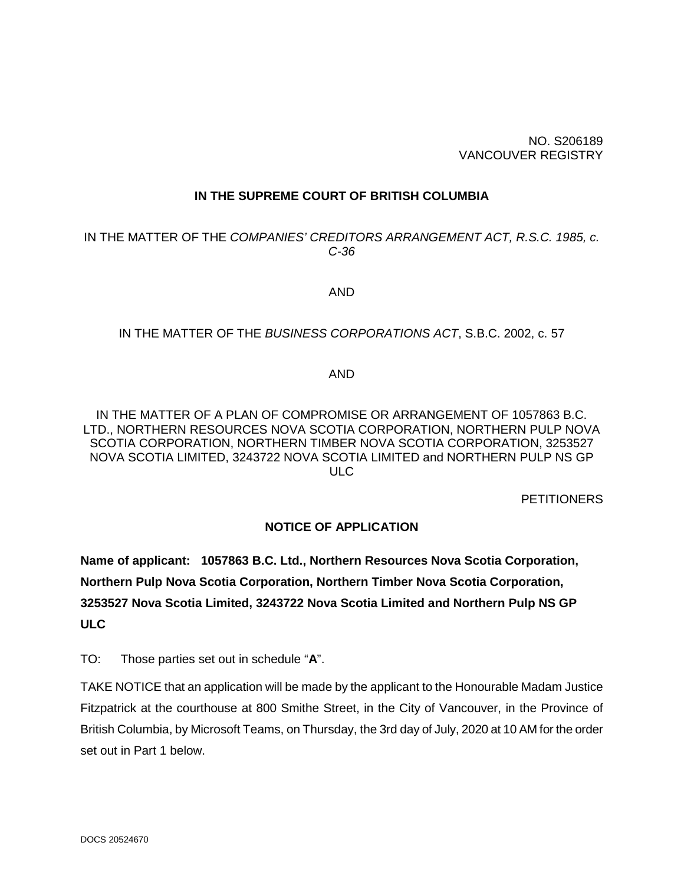NO. S206189
VANCOUVER REGISTRY

**IN THE SUPREME COURT OF BRITISH COLUMBIA**

IN THE MATTER OF THE *COMPANIES' CREDITORS ARRANGEMENT ACT, R.S.C. 1985, c. C-36*

AND

IN THE MATTER OF THE *BUSINESS CORPORATIONS ACT*, S.B.C. 2002, c. 57

AND

IN THE MATTER OF A PLAN OF COMPROMISE OR ARRANGEMENT OF 1057863 B.C. LTD., NORTHERN RESOURCES NOVA SCOTIA CORPORATION, NORTHERN PULP NOVA SCOTIA CORPORATION, NORTHERN TIMBER NOVA SCOTIA CORPORATION, 3253527 NOVA SCOTIA LIMITED, 3243722 NOVA SCOTIA LIMITED and NORTHERN PULP NS GP ULC

PETITIONERS

**NOTICE OF APPLICATION**

**Name of applicant: 1057863 B.C. Ltd., Northern Resources Nova Scotia Corporation, Northern Pulp Nova Scotia Corporation, Northern Timber Nova Scotia Corporation, 3253527 Nova Scotia Limited, 3243722 Nova Scotia Limited and Northern Pulp NS GP ULC**

TO: Those parties set out in schedule "**A**".

TAKE NOTICE that an application will be made by the applicant to the Honourable Madam Justice Fitzpatrick at the courthouse at 800 Smithe Street, in the City of Vancouver, in the Province of British Columbia, by Microsoft Teams, on Thursday, the 3rd day of July, 2020 at 10 AM for the order set out in Part 1 below.

DOCS 20524670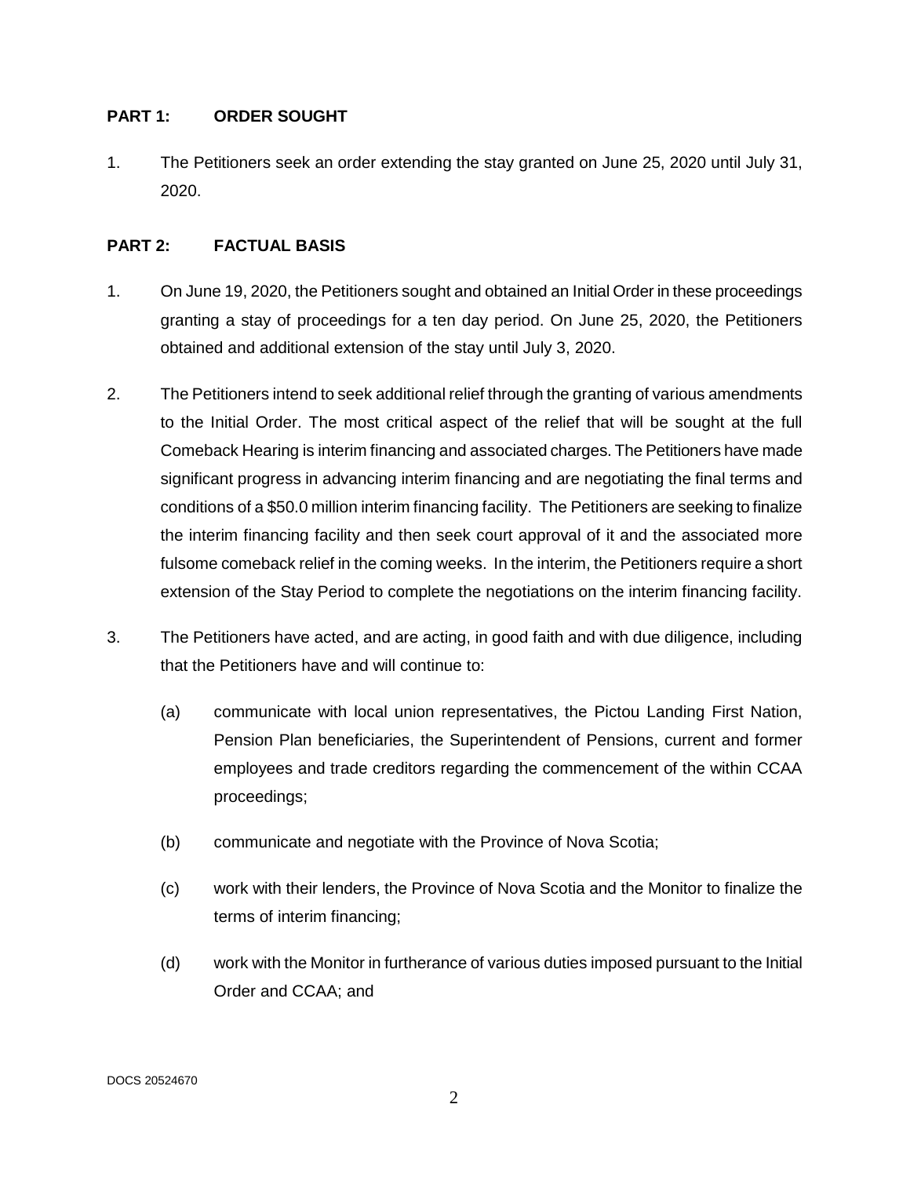## PART 1: ORDER SOUGHT

1. The Petitioners seek an order extending the stay granted on June 25, 2020 until July 31, 2020.

## PART 2: FACTUAL BASIS

1. On June 19, 2020, the Petitioners sought and obtained an Initial Order in these proceedings granting a stay of proceedings for a ten day period. On June 25, 2020, the Petitioners obtained and additional extension of the stay until July 3, 2020.

2. The Petitioners intend to seek additional relief through the granting of various amendments to the Initial Order. The most critical aspect of the relief that will be sought at the full Comeback Hearing is interim financing and associated charges. The Petitioners have made significant progress in advancing interim financing and are negotiating the final terms and conditions of a $50.0 million interim financing facility. The Petitioners are seeking to finalize the interim financing facility and then seek court approval of it and the associated more fulsome comeback relief in the coming weeks. In the interim, the Petitioners require a short extension of the Stay Period to complete the negotiations on the interim financing facility.

3. The Petitioners have acted, and are acting, in good faith and with due diligence, including that the Petitioners have and will continue to:

   (a) communicate with local union representatives, the Pictou Landing First Nation, Pension Plan beneficiaries, the Superintendent of Pensions, current and former employees and trade creditors regarding the commencement of the within CCAA proceedings;

   (b) communicate and negotiate with the Province of Nova Scotia;

   (c) work with their lenders, the Province of Nova Scotia and the Monitor to finalize the terms of interim financing;

   (d) work with the Monitor in furtherance of various duties imposed pursuant to the Initial Order and CCAA; and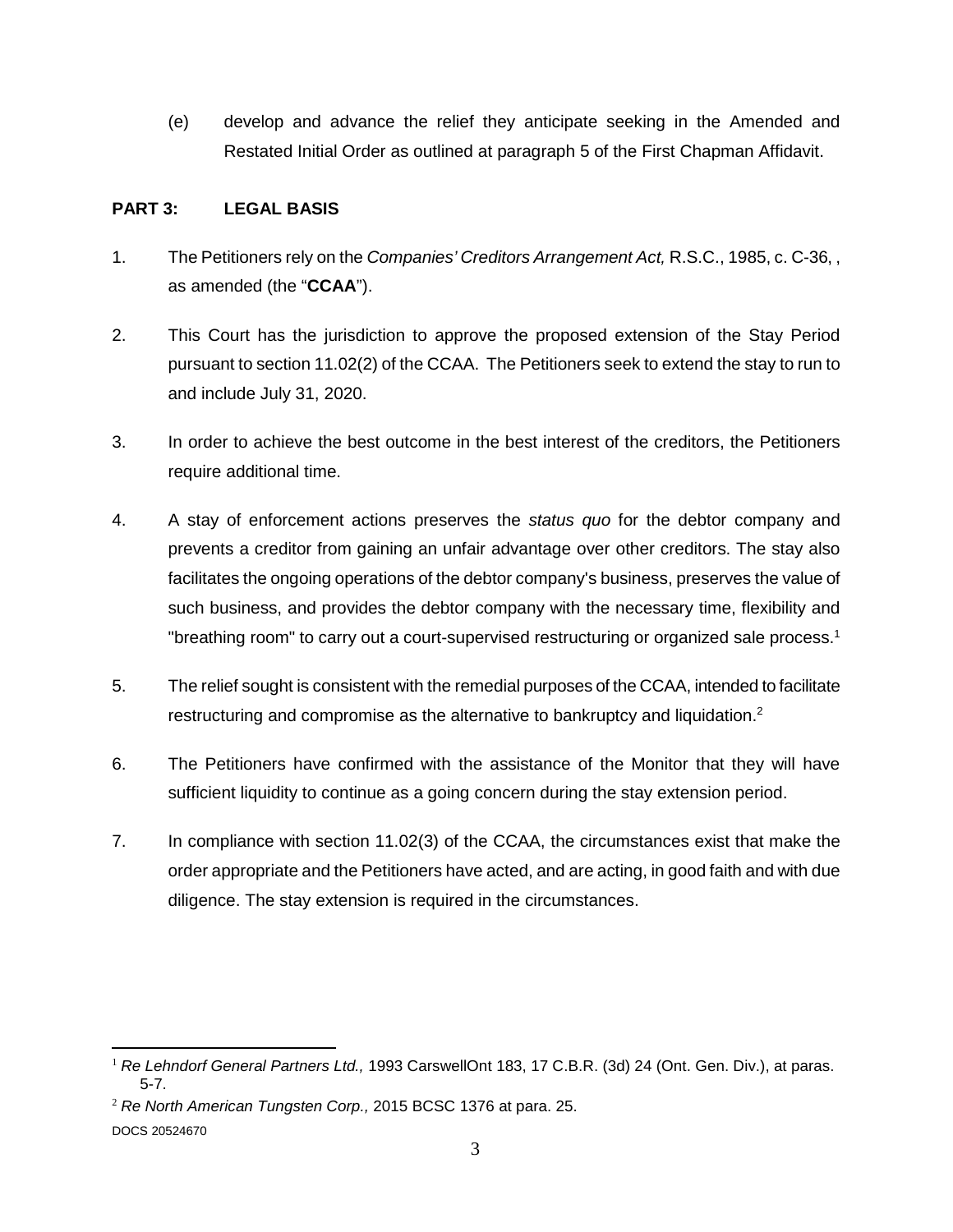(e) develop and advance the relief they anticipate seeking in the Amended and Restated Initial Order as outlined at paragraph 5 of the First Chapman Affidavit.

## PART 3: LEGAL BASIS

1. The Petitioners rely on the *Companies' Creditors Arrangement Act,* R.S.C., 1985, c. C-36, , as amended (the "**CCAA**").

2. This Court has the jurisdiction to approve the proposed extension of the Stay Period pursuant to section 11.02(2) of the CCAA. The Petitioners seek to extend the stay to run to and include July 31, 2020.

3. In order to achieve the best outcome in the best interest of the creditors, the Petitioners require additional time.

4. A stay of enforcement actions preserves the *status quo* for the debtor company and prevents a creditor from gaining an unfair advantage over other creditors. The stay also facilitates the ongoing operations of the debtor company's business, preserves the value of such business, and provides the debtor company with the necessary time, flexibility and "breathing room" to carry out a court-supervised restructuring or organized sale process.[1]

5. The relief sought is consistent with the remedial purposes of the CCAA, intended to facilitate restructuring and compromise as the alternative to bankruptcy and liquidation.[2]

6. The Petitioners have confirmed with the assistance of the Monitor that they will have sufficient liquidity to continue as a going concern during the stay extension period.

7. In compliance with section 11.02(3) of the CCAA, the circumstances exist that make the order appropriate and the Petitioners have acted, and are acting, in good faith and with due diligence. The stay extension is required in the circumstances.

---

[1] *Re Lehndorf General Partners Ltd.,* 1993 CarswellOnt 183, 17 C.B.R. (3d) 24 (Ont. Gen. Div.), at paras. 5-7.

[2] *Re North American Tungsten Corp.,* 2015 BCSC 1376 at para. 25.

DOCS 20524670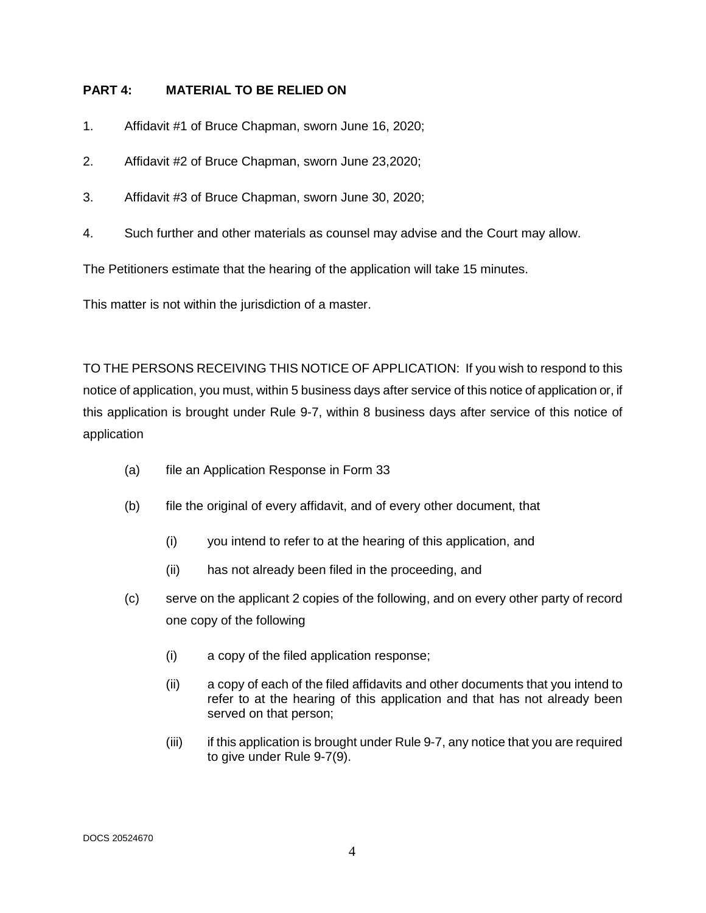## PART 4: MATERIAL TO BE RELIED ON

1. Affidavit #1 of Bruce Chapman, sworn June 16, 2020;
2. Affidavit #2 of Bruce Chapman, sworn June 23,2020;
3. Affidavit #3 of Bruce Chapman, sworn June 30, 2020;
4. Such further and other materials as counsel may advise and the Court may allow.

The Petitioners estimate that the hearing of the application will take 15 minutes.

This matter is not within the jurisdiction of a master.

TO THE PERSONS RECEIVING THIS NOTICE OF APPLICATION: If you wish to respond to this notice of application, you must, within 5 business days after service of this notice of application or, if this application is brought under Rule 9-7, within 8 business days after service of this notice of application

(a) file an Application Response in Form 33

(b) file the original of every affidavit, and of every other document, that

  (i) you intend to refer to at the hearing of this application, and

  (ii) has not already been filed in the proceeding, and

(c) serve on the applicant 2 copies of the following, and on every other party of record one copy of the following

  (i) a copy of the filed application response;

  (ii) a copy of each of the filed affidavits and other documents that you intend to refer to at the hearing of this application and that has not already been served on that person;

  (iii) if this application is brought under Rule 9-7, any notice that you are required to give under Rule 9-7(9).

DOCS 20524670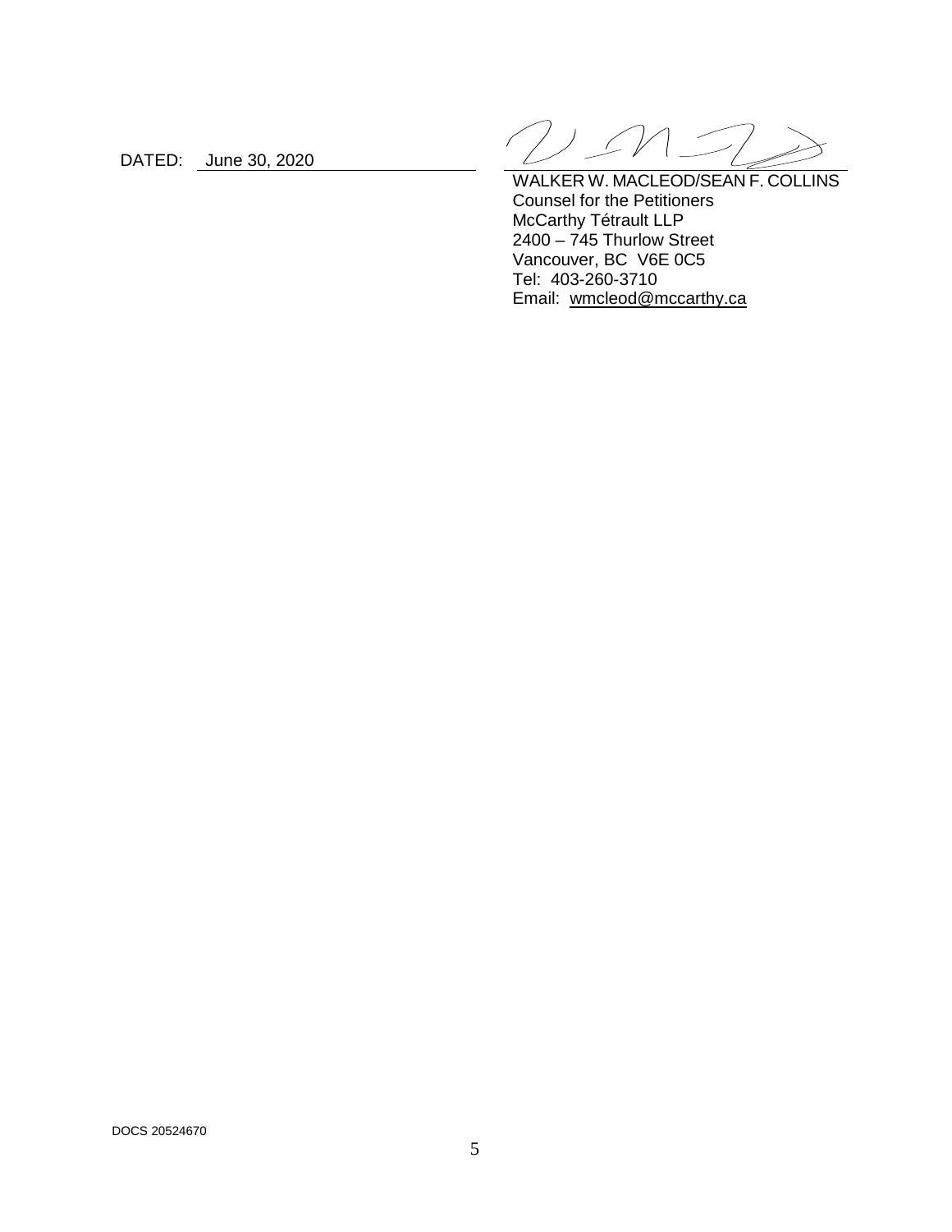DATED: June 30, 2020

WALKER W. MACLEOD/SEAN F. COLLINS
Counsel for the Petitioners
McCarthy Tétrault LLP
2400 – 745 Thurlow Street
Vancouver, BC V6E 0C5
Tel: 403-260-3710
Email: wmcleod@mccarthy.ca

DOCS 20524670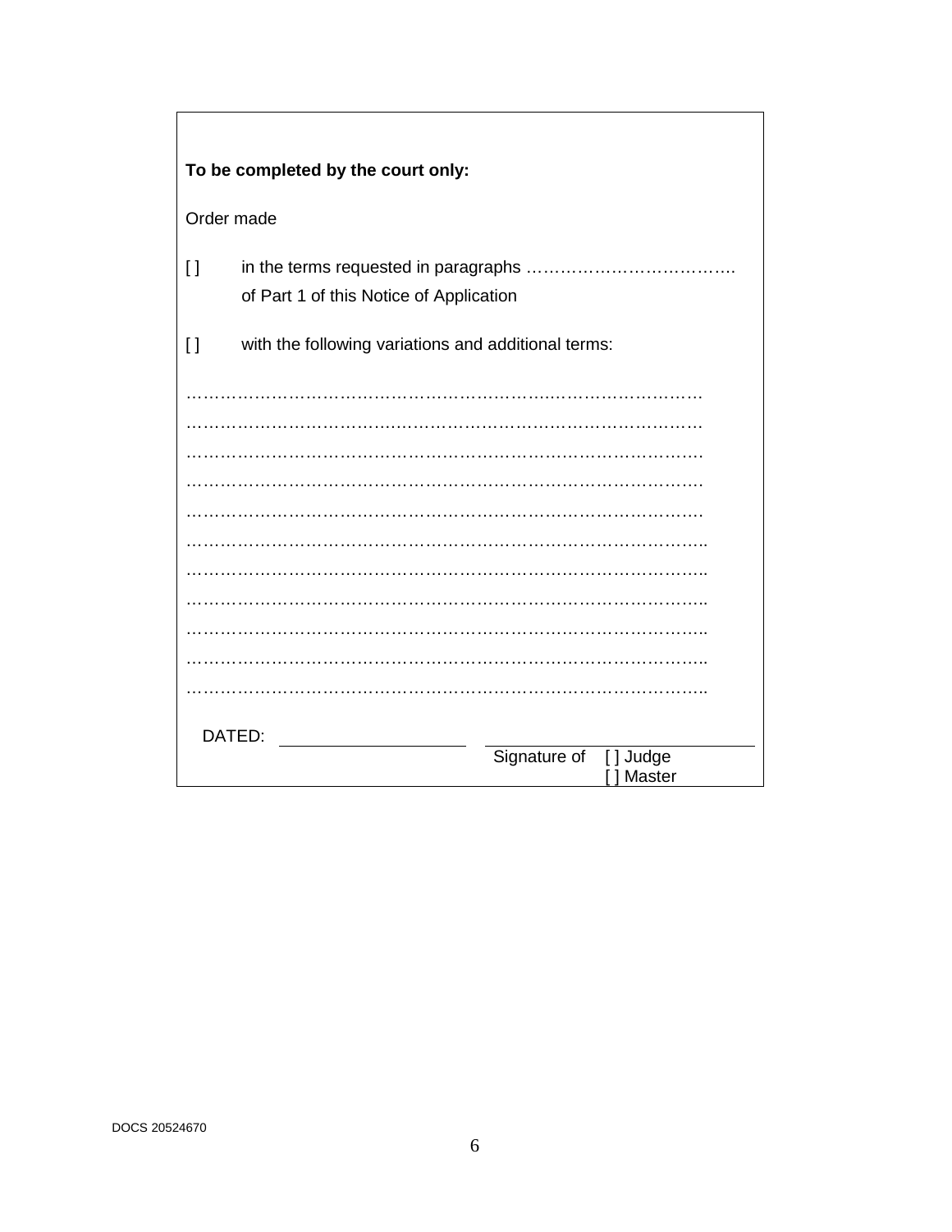**To be completed by the court only:**

Order made

[ ] in the terms requested in paragraphs ……………………………….
of Part 1 of this Notice of Application

[ ] with the following variations and additional terms:

………………………………………………………….……………………
………………………………………………………………………………
………………………………………………………………………………
………………………………………………………………………………
………………………………………………………………………………
……………………………………………………………………………..
……………………………………………………………………………..
……………………………………………………………………………..
……………………………………………………………………………..
……………………………………………………………………………..
……………………………………………………………………………..

DATED: ____________________ ________________________________

Signature of [ ] Judge
[ ] Master

DOCS 20524670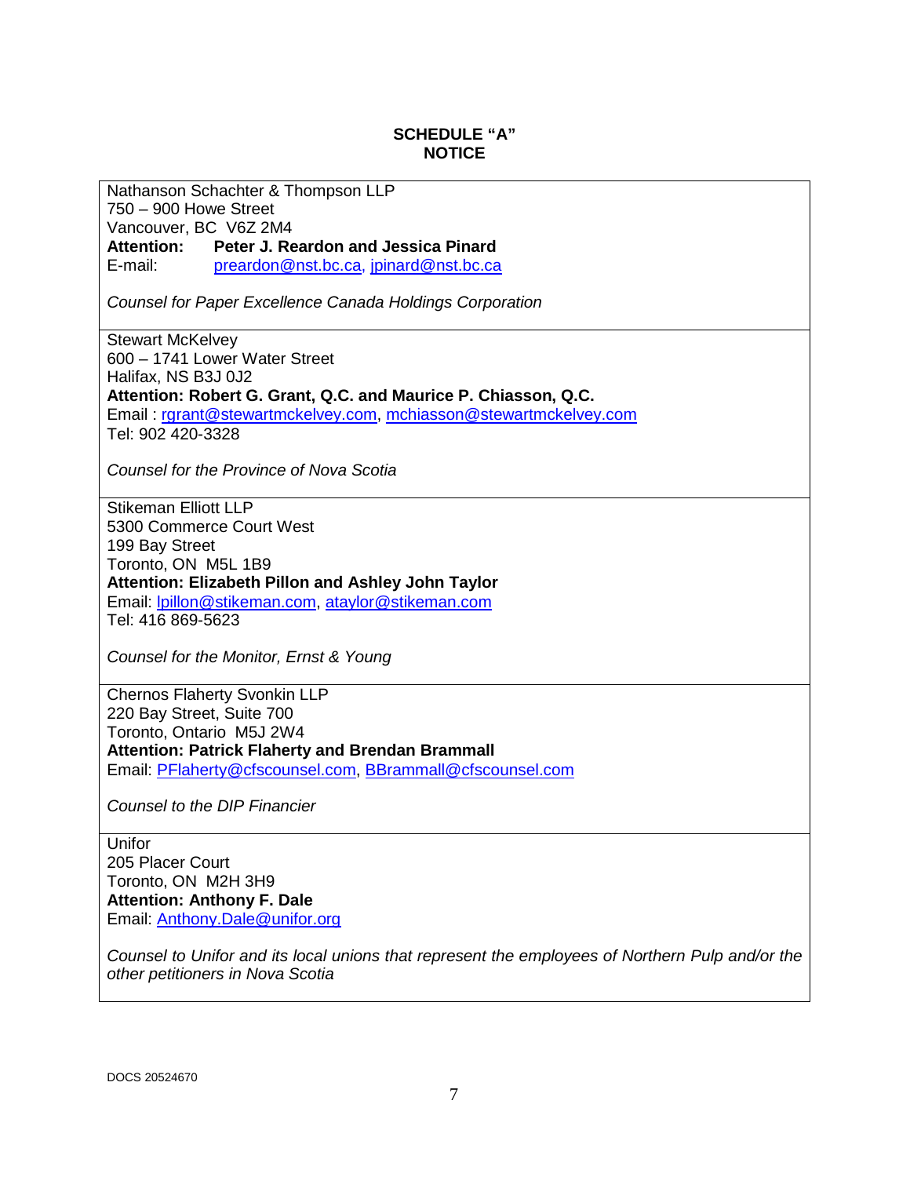**SCHEDULE "A"**
**NOTICE**

| |
|---|
| Nathanson Schachter & Thompson LLP<br>750 – 900 Howe Street<br>Vancouver, BC V6Z 2M4<br>**Attention: Peter J. Reardon and Jessica Pinard**<br>E-mail: preardon@nst.bc.ca, jpinard@nst.bc.ca<br><br>*Counsel for Paper Excellence Canada Holdings Corporation* |
| Stewart McKelvey<br>600 – 1741 Lower Water Street<br>Halifax, NS B3J 0J2<br>**Attention: Robert G. Grant, Q.C. and Maurice P. Chiasson, Q.C.**<br>Email : rgrant@stewartmckelvey.com, mchiasson@stewartmckelvey.com<br>Tel: 902 420-3328<br><br>*Counsel for the Province of Nova Scotia* |
| Stikeman Elliott LLP<br>5300 Commerce Court West<br>199 Bay Street<br>Toronto, ON M5L 1B9<br>**Attention: Elizabeth Pillon and Ashley John Taylor**<br>Email: lpillon@stikeman.com, ataylor@stikeman.com<br>Tel: 416 869-5623<br><br>*Counsel for the Monitor, Ernst & Young* |
| Chernos Flaherty Svonkin LLP<br>220 Bay Street, Suite 700<br>Toronto, Ontario M5J 2W4<br>**Attention: Patrick Flaherty and Brendan Brammall**<br>Email: PFlaherty@cfscounsel.com, BBrammall@cfscounsel.com<br><br>*Counsel to the DIP Financier* |
| Unifor<br>205 Placer Court<br>Toronto, ON M2H 3H9<br>**Attention: Anthony F. Dale**<br>Email: Anthony.Dale@unifor.org<br><br>*Counsel to Unifor and its local unions that represent the employees of Northern Pulp and/or the other petitioners in Nova Scotia* |

DOCS 20524670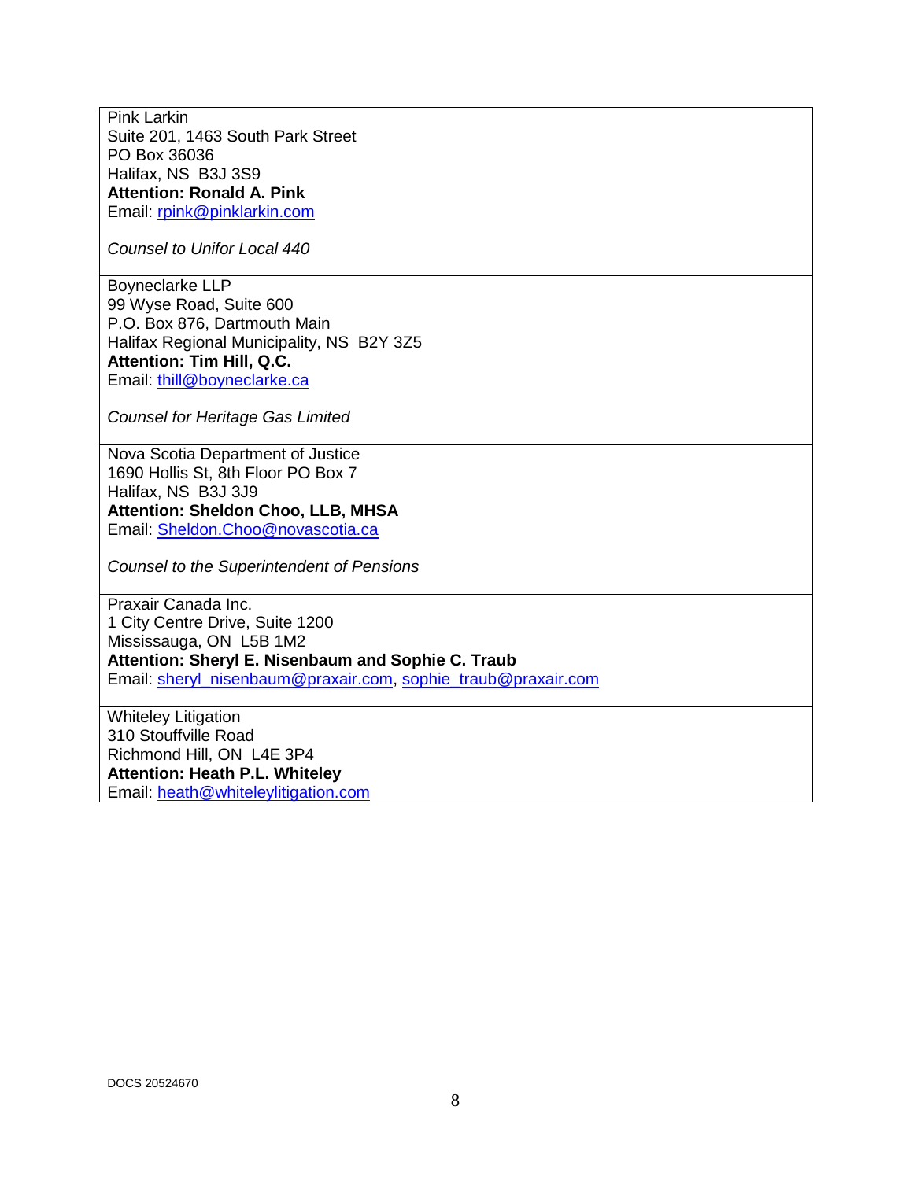| |
|---|
| Pink Larkin<br>Suite 201, 1463 South Park Street<br>PO Box 36036<br>Halifax, NS  B3J 3S9<br>**Attention: Ronald A. Pink**<br>Email: rpink@pinklarkin.com<br><br>*Counsel to Unifor Local 440* |
| Boyneclarke LLP<br>99 Wyse Road, Suite 600<br>P.O. Box 876, Dartmouth Main<br>Halifax Regional Municipality, NS  B2Y 3Z5<br>**Attention: Tim Hill, Q.C.**<br>Email: thill@boyneclarke.ca<br><br>*Counsel for Heritage Gas Limited* |
| Nova Scotia Department of Justice<br>1690 Hollis St, 8th Floor PO Box 7<br>Halifax, NS  B3J 3J9<br>**Attention: Sheldon Choo, LLB, MHSA**<br>Email: Sheldon.Choo@novascotia.ca<br><br>*Counsel to the Superintendent of Pensions* |
| Praxair Canada Inc.<br>1 City Centre Drive, Suite 1200<br>Mississauga, ON  L5B 1M2<br>**Attention: Sheryl E. Nisenbaum and Sophie C. Traub**<br>Email: sheryl_nisenbaum@praxair.com, sophie_traub@praxair.com |
| Whiteley Litigation<br>310 Stouffville Road<br>Richmond Hill, ON  L4E 3P4<br>**Attention: Heath P.L. Whiteley**<br>Email: heath@whiteleylitigation.com |

DOCS 20524670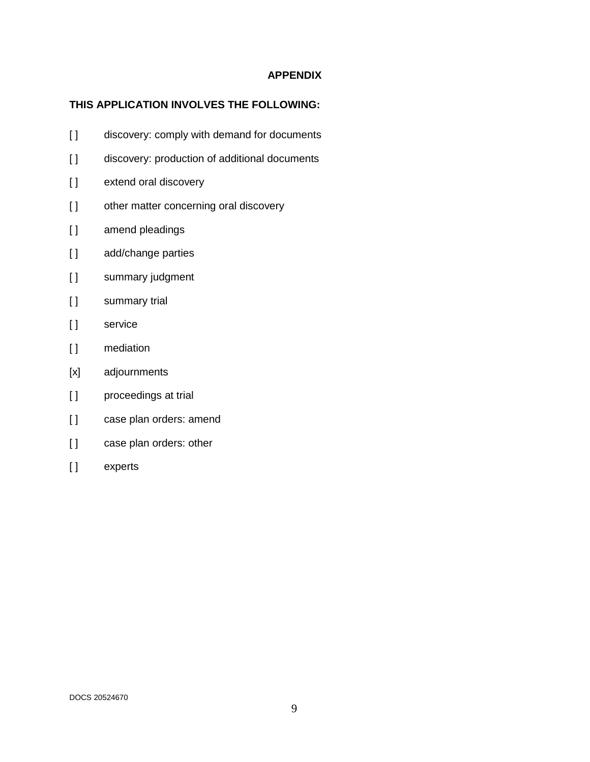**APPENDIX**

**THIS APPLICATION INVOLVES THE FOLLOWING:**

[ ] discovery: comply with demand for documents

[ ] discovery: production of additional documents

[ ] extend oral discovery

[ ] other matter concerning oral discovery

[ ] amend pleadings

[ ] add/change parties

[ ] summary judgment

[ ] summary trial

[ ] service

[ ] mediation

[x] adjournments

[ ] proceedings at trial

[ ] case plan orders: amend

[ ] case plan orders: other

[ ] experts

DOCS 20524670